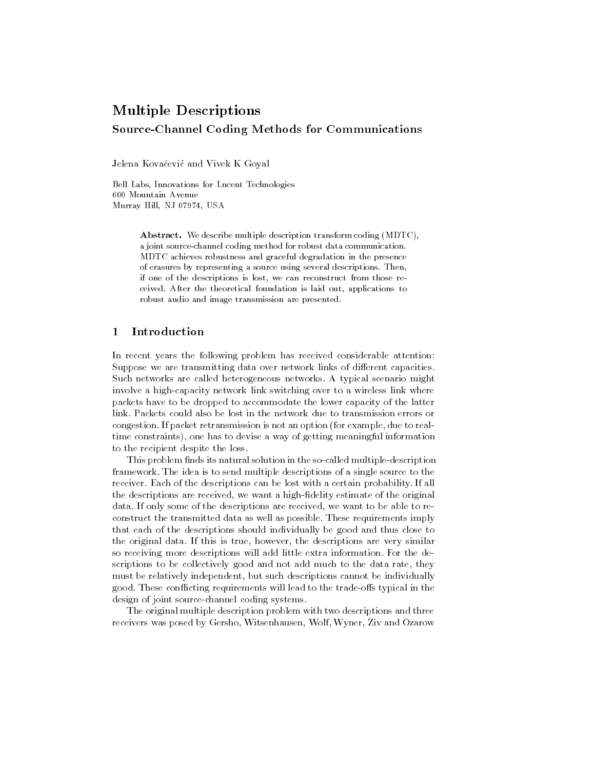# Multiple Descriptions

## Source-Channel Coding Methods for Communications

Jelena Kovačević and Vivek K Goyal

Bell Labs, Innovations for Lucent Technologies
600 Mountain Avenue
Murray Hill, NJ 07974, USA

**Abstract.** We describe multiple description transform coding (MDTC), a joint source-channel coding method for robust data communication. MDTC achieves robustness and graceful degradation in the presence of erasures by representing a source using several descriptions. Then, if one of the descriptions is lost, we can reconstruct from those received. After the theoretical foundation is laid out, applications to robust audio and image transmission are presented.

## 1 Introduction

In recent years the following problem has received considerable attention: Suppose we are transmitting data over network links of different capacities. Such networks are called heterogeneous networks. A typical scenario might involve a high-capacity network link switching over to a wireless link where packets have to be dropped to accommodate the lower capacity of the latter link. Packets could also be lost in the network due to transmission errors or congestion. If packet retransmission is not an option (for example, due to real-time constraints), one has to devise a way of getting meaningful information to the recipient despite the loss.

This problem finds its natural solution in the so-called multiple-description framework. The idea is to send multiple descriptions of a single source to the receiver. Each of the descriptions can be lost with a certain probability. If all the descriptions are received, we want a high-fidelity estimate of the original data. If only some of the descriptions are received, we want to be able to reconstruct the transmitted data as well as possible. These requirements imply that each of the descriptions should individually be good and thus close to the original data. If this is true, however, the descriptions are very similar so receiving more descriptions will add little extra information. For the descriptions to be collectively good and not add much to the data rate, they must be relatively independent, but such descriptions cannot be individually good. These conflicting requirements will lead to the trade-offs typical in the design of joint source-channel coding systems.

The original multiple description problem with two descriptions and three receivers was posed by Gersho, Witsenhausen, Wolf, Wyner, Ziv and Ozarow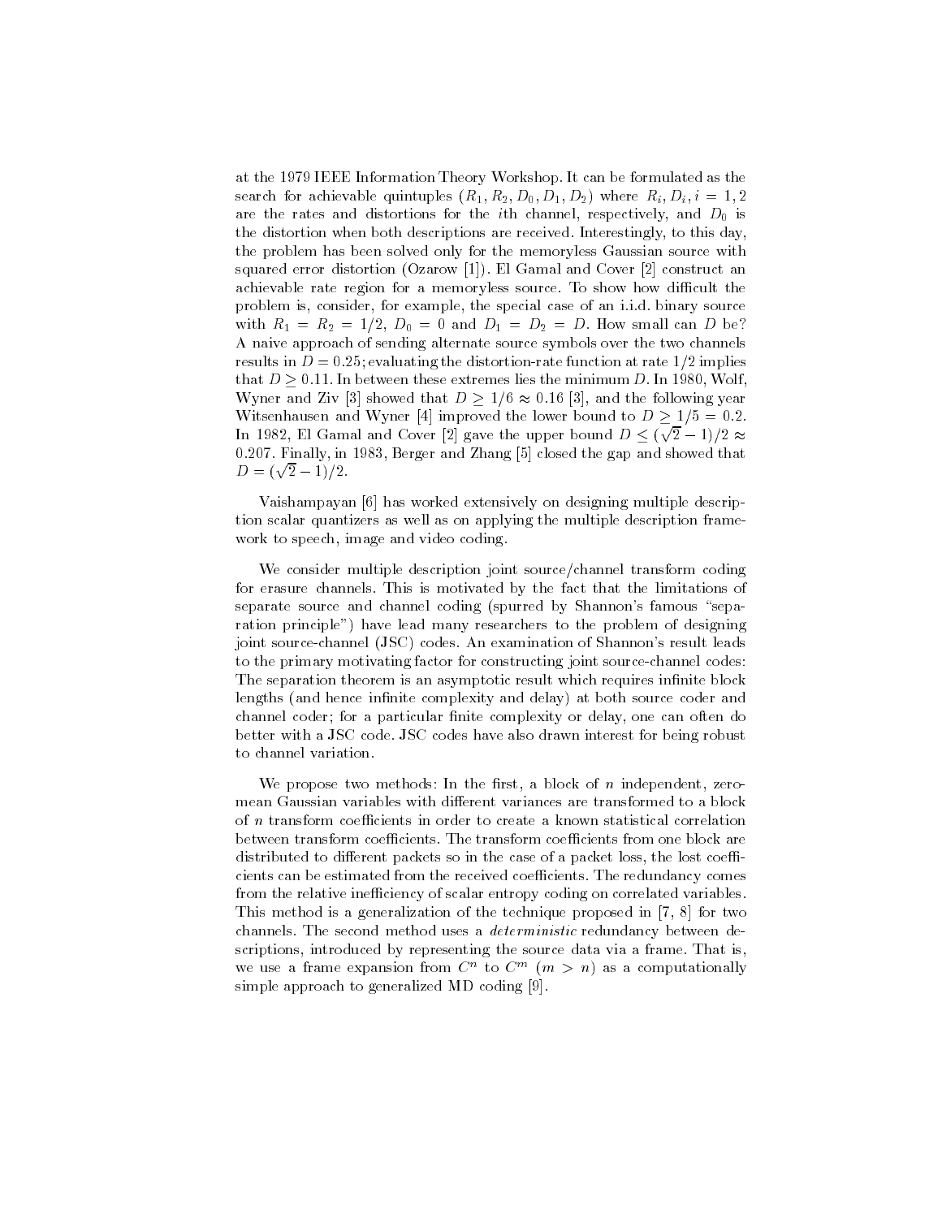at the 1979 IEEE Information Theory Workshop. It can be formulated as the search for achievable quintuples $(R_1, R_2, D_0, D_1, D_2)$ where $R_i, D_i, i = 1, 2$ are the rates and distortions for the $i$th channel, respectively, and $D_0$ is the distortion when both descriptions are received. Interestingly, to this day, the problem has been solved only for the memoryless Gaussian source with squared error distortion (Ozarow [1]). El Gamal and Cover [2] construct an achievable rate region for a memoryless source. To show how difficult the problem is, consider, for example, the special case of an i.i.d. binary source with $R_1 = R_2 = 1/2$, $D_0 = 0$ and $D_1 = D_2 = D$. How small can $D$ be? A naive approach of sending alternate source symbols over the two channels results in $D = 0.25$; evaluating the distortion-rate function at rate $1/2$ implies that $D \geq 0.11$. In between these extremes lies the minimum $D$. In 1980, Wolf, Wyner and Ziv [3] showed that $D \geq 1/6 \approx 0.16$ [3], and the following year Witsenhausen and Wyner [4] improved the lower bound to $D \geq 1/5 = 0.2$. In 1982, El Gamal and Cover [2] gave the upper bound $D \leq (\sqrt{2} - 1)/2 \approx 0.207$. Finally, in 1983, Berger and Zhang [5] closed the gap and showed that $D = (\sqrt{2} - 1)/2$.

Vaishampayan [6] has worked extensively on designing multiple description scalar quantizers as well as on applying the multiple description framework to speech, image and video coding.

We consider multiple description joint source/channel transform coding for erasure channels. This is motivated by the fact that the limitations of separate source and channel coding (spurred by Shannon's famous "separation principle") have lead many researchers to the problem of designing joint source-channel (JSC) codes. An examination of Shannon's result leads to the primary motivating factor for constructing joint source-channel codes: The separation theorem is an asymptotic result which requires infinite block lengths (and hence infinite complexity and delay) at both source coder and channel coder; for a particular finite complexity or delay, one can often do better with a JSC code. JSC codes have also drawn interest for being robust to channel variation.

We propose two methods: In the first, a block of $n$ independent, zero-mean Gaussian variables with different variances are transformed to a block of $n$ transform coefficients in order to create a known statistical correlation between transform coefficients. The transform coefficients from one block are distributed to different packets so in the case of a packet loss, the lost coefficients can be estimated from the received coefficients. The redundancy comes from the relative inefficiency of scalar entropy coding on correlated variables. This method is a generalization of the technique proposed in [7, 8] for two channels. The second method uses a *deterministic* redundancy between descriptions, introduced by representing the source data via a frame. That is, we use a frame expansion from $C^n$ to $C^m$ $(m > n)$ as a computationally simple approach to generalized MD coding [9].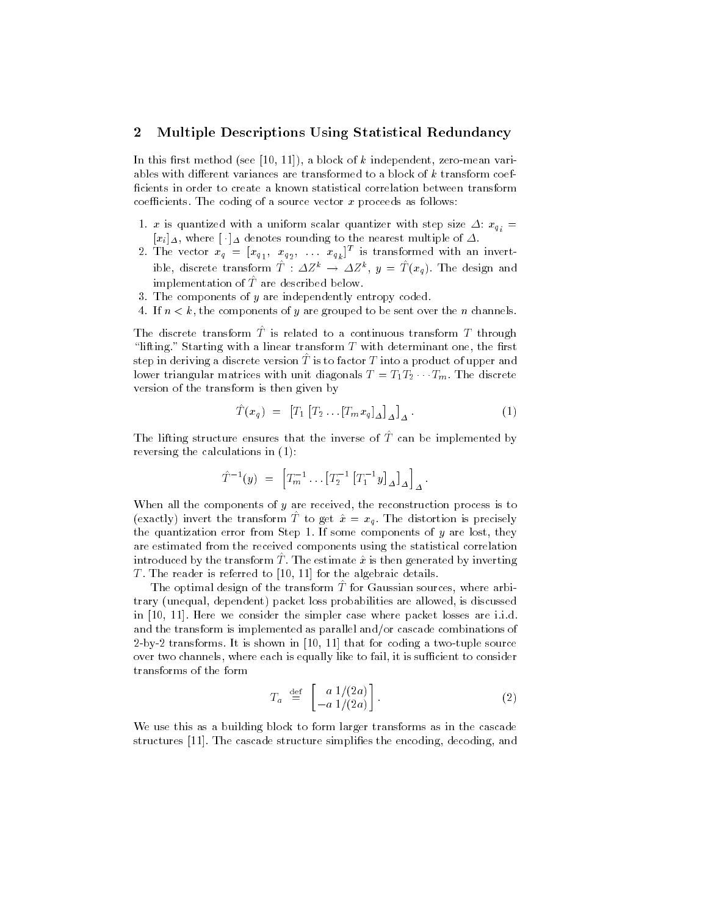## 2 Multiple Descriptions Using Statistical Redundancy

In this first method (see [10, 11]), a block of $k$ independent, zero-mean variables with different variances are transformed to a block of $k$ transform coefficients in order to create a known statistical correlation between transform coefficients. The coding of a source vector $x$ proceeds as follows:

1. $x$ is quantized with a uniform scalar quantizer with step size $\Delta$: $x_{q_i} = [x_i]_\Delta$, where $[\,\cdot\,]_\Delta$ denotes rounding to the nearest multiple of $\Delta$.
2. The vector $x_q = [x_{q_1},\ x_{q_2},\ \ldots\ x_{q_k}]^T$ is transformed with an invertible, discrete transform $\hat{T} : \Delta Z^k \rightarrow \Delta Z^k$, $y = \hat{T}(x_q)$. The design and implementation of $\hat{T}$ are described below.
3. The components of $y$ are independently entropy coded.
4. If $n < k$, the components of $y$ are grouped to be sent over the $n$ channels.

The discrete transform $\hat{T}$ is related to a continuous transform $T$ through "lifting." Starting with a linear transform $T$ with determinant one, the first step in deriving a discrete version $\hat{T}$ is to factor $T$ into a product of upper and lower triangular matrices with unit diagonals $T = T_1 T_2 \cdots T_m$. The discrete version of the transform is then given by

$$\hat{T}(x_q) \;=\; \left[T_1 \left[T_2 \ldots [T_m x_q]_\Delta\right]_\Delta\right]_\Delta . \tag{1}$$

The lifting structure ensures that the inverse of $\hat{T}$ can be implemented by reversing the calculations in (1):

$$\hat{T}^{-1}(y) \;=\; \left[T_m^{-1} \ldots \left[T_2^{-1}\left[T_1^{-1} y\right]_\Delta\right]_\Delta\right]_\Delta .$$

When all the components of $y$ are received, the reconstruction process is to (exactly) invert the transform $\hat{T}$ to get $\hat{x} = x_q$. The distortion is precisely the quantization error from Step 1. If some components of $y$ are lost, they are estimated from the received components using the statistical correlation introduced by the transform $\hat{T}$. The estimate $\hat{x}$ is then generated by inverting $T$. The reader is referred to [10, 11] for the algebraic details.

The optimal design of the transform $\hat{T}$ for Gaussian sources, where arbitrary (unequal, dependent) packet loss probabilities are allowed, is discussed in [10, 11]. Here we consider the simpler case where packet losses are i.i.d. and the transform is implemented as parallel and/or cascade combinations of 2-by-2 transforms. It is shown in [10, 11] that for coding a two-tuple source over two channels, where each is equally like to fail, it is sufficient to consider transforms of the form

$$T_a \stackrel{\text{def}}{=} \begin{bmatrix} a & 1/(2a) \\ -a & 1/(2a) \end{bmatrix} . \tag{2}$$

We use this as a building block to form larger transforms as in the cascade structures [11]. The cascade structure simplifies the encoding, decoding, and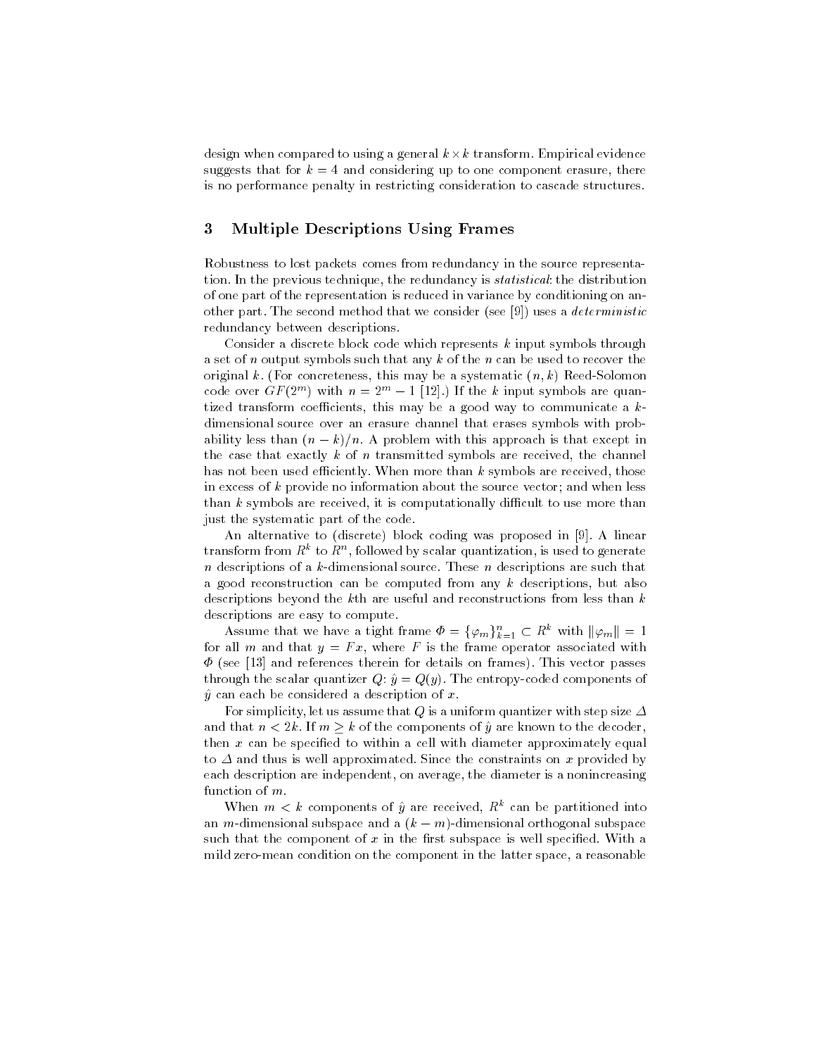design when compared to using a general $k \times k$ transform. Empirical evidence suggests that for $k = 4$ and considering up to one component erasure, there is no performance penalty in restricting consideration to cascade structures.

## 3 Multiple Descriptions Using Frames

Robustness to lost packets comes from redundancy in the source representation. In the previous technique, the redundancy is *statistical*: the distribution of one part of the representation is reduced in variance by conditioning on another part. The second method that we consider (see [9]) uses a *deterministic* redundancy between descriptions.

Consider a discrete block code which represents $k$ input symbols through a set of $n$ output symbols such that any $k$ of the $n$ can be used to recover the original $k$. (For concreteness, this may be a systematic $(n, k)$ Reed-Solomon code over $GF(2^m)$ with $n = 2^m - 1$ [12].) If the $k$ input symbols are quantized transform coefficients, this may be a good way to communicate a $k$-dimensional source over an erasure channel that erases symbols with probability less than $(n - k)/n$. A problem with this approach is that except in the case that exactly $k$ of $n$ transmitted symbols are received, the channel has not been used efficiently. When more than $k$ symbols are received, those in excess of $k$ provide no information about the source vector; and when less than $k$ symbols are received, it is computationally difficult to use more than just the systematic part of the code.

An alternative to (discrete) block coding was proposed in [9]. A linear transform from $R^k$ to $R^n$, followed by scalar quantization, is used to generate $n$ descriptions of a $k$-dimensional source. These $n$ descriptions are such that a good reconstruction can be computed from any $k$ descriptions, but also descriptions beyond the $k$th are useful and reconstructions from less than $k$ descriptions are easy to compute.

Assume that we have a tight frame $\Phi = \{\varphi_m\}_{k=1}^{n} \subset R^k$ with $\|\varphi_m\| = 1$ for all $m$ and that $y = Fx$, where $F$ is the frame operator associated with $\Phi$ (see [13] and references therein for details on frames). This vector passes through the scalar quantizer $Q$: $\hat{y} = Q(y)$. The entropy-coded components of $\hat{y}$ can each be considered a description of $x$.

For simplicity, let us assume that $Q$ is a uniform quantizer with step size $\Delta$ and that $n < 2k$. If $m \geq k$ of the components of $\hat{y}$ are known to the decoder, then $x$ can be specified to within a cell with diameter approximately equal to $\Delta$ and thus is well approximated. Since the constraints on $x$ provided by each description are independent, on average, the diameter is a nonincreasing function of $m$.

When $m < k$ components of $\hat{y}$ are received, $R^k$ can be partitioned into an $m$-dimensional subspace and a $(k - m)$-dimensional orthogonal subspace such that the component of $x$ in the first subspace is well specified. With a mild zero-mean condition on the component in the latter space, a reasonable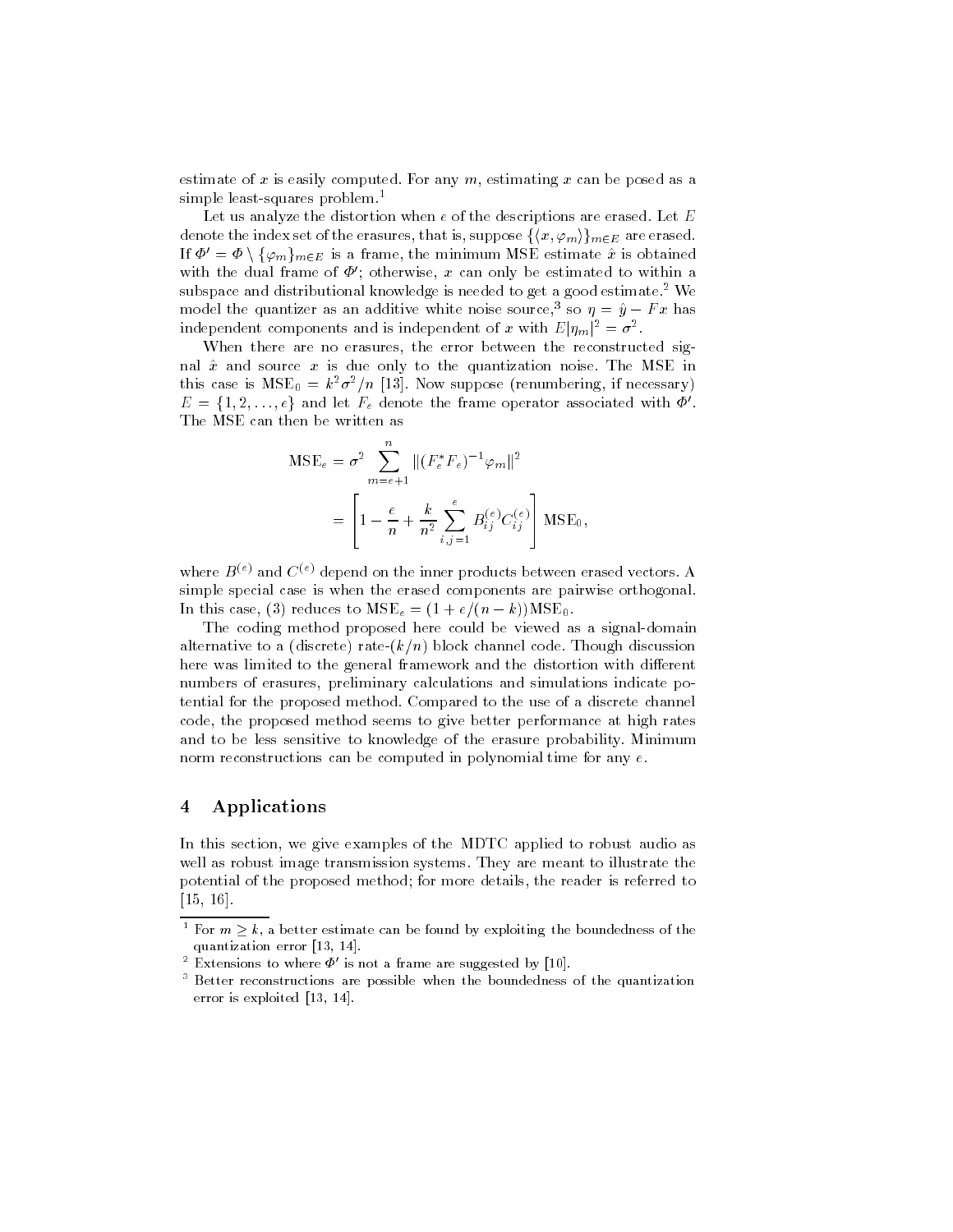estimate of $x$ is easily computed. For any $m$, estimating $x$ can be posed as a simple least-squares problem.[1]

Let us analyze the distortion when $e$ of the descriptions are erased. Let $E$ denote the index set of the erasures, that is, suppose $\{\langle x, \varphi_m \rangle\}_{m \in E}$ are erased. If $\Phi' = \Phi \setminus \{\varphi_m\}_{m \in E}$ is a frame, the minimum MSE estimate $\hat{x}$ is obtained with the dual frame of $\Phi'$; otherwise, $x$ can only be estimated to within a subspace and distributional knowledge is needed to get a good estimate.[2] We model the quantizer as an additive white noise source,[3] so $\eta = \hat{y} - Fx$ has independent components and is independent of $x$ with $E|\eta_m|^2 = \sigma^2$.

When there are no erasures, the error between the reconstructed signal $\hat{x}$ and source $x$ is due only to the quantization noise. The MSE in this case is $\text{MSE}_0 = k^2\sigma^2/n$ [13]. Now suppose (renumbering, if necessary) $E = \{1, 2, \ldots, e\}$ and let $F_e$ denote the frame operator associated with $\Phi'$. The MSE can then be written as

$$
\begin{aligned}
\text{MSE}_e &= \sigma^2 \sum_{m=e+1}^{n} \|(F_e^* F_e)^{-1} \varphi_m\|^2 \\
&= \left[ 1 - \frac{e}{n} + \frac{k}{n^2} \sum_{i,j=1}^{e} B_{ij}^{(e)} C_{ij}^{(e)} \right] \text{MSE}_0,
\end{aligned}
$$

where $B^{(e)}$ and $C^{(e)}$ depend on the inner products between erased vectors. A simple special case is when the erased components are pairwise orthogonal. In this case, (3) reduces to $\text{MSE}_e = (1 + e/(n-k))\text{MSE}_0$.

The coding method proposed here could be viewed as a signal-domain alternative to a (discrete) rate-$(k/n)$ block channel code. Though discussion here was limited to the general framework and the distortion with different numbers of erasures, preliminary calculations and simulations indicate potential for the proposed method. Compared to the use of a discrete channel code, the proposed method seems to give better performance at high rates and to be less sensitive to knowledge of the erasure probability. Minimum norm reconstructions can be computed in polynomial time for any $e$.

## 4 Applications

In this section, we give examples of the MDTC applied to robust audio as well as robust image transmission systems. They are meant to illustrate the potential of the proposed method; for more details, the reader is referred to [15, 16].

---

[1] For $m \geq k$, a better estimate can be found by exploiting the boundedness of the quantization error [13, 14].

[2] Extensions to where $\Phi'$ is not a frame are suggested by [10].

[3] Better reconstructions are possible when the boundedness of the quantization error is exploited [13, 14].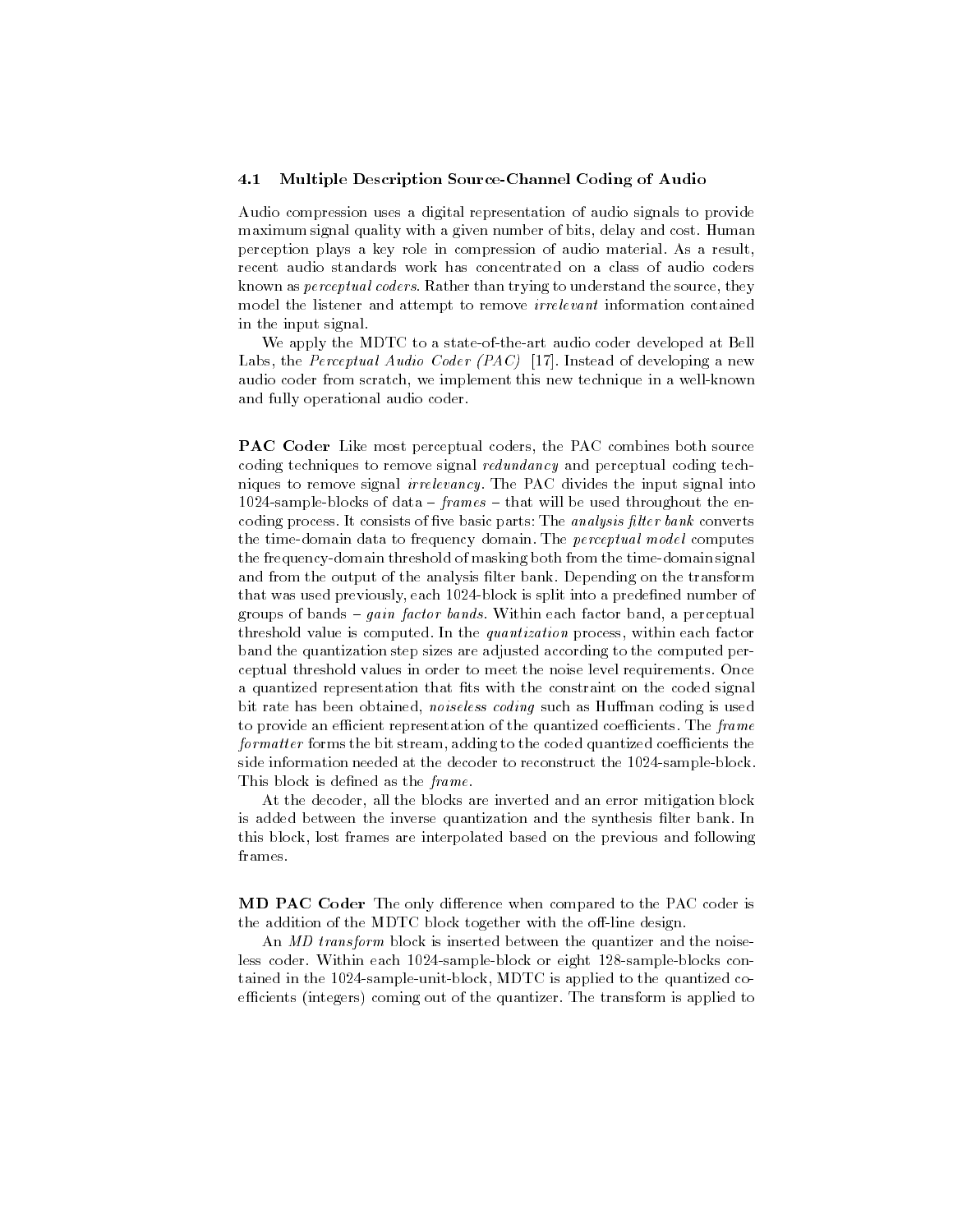### 4.1 Multiple Description Source-Channel Coding of Audio

Audio compression uses a digital representation of audio signals to provide maximum signal quality with a given number of bits, delay and cost. Human perception plays a key role in compression of audio material. As a result, recent audio standards work has concentrated on a class of audio coders known as *perceptual coders*. Rather than trying to understand the source, they model the listener and attempt to remove *irrelevant* information contained in the input signal.

We apply the MDTC to a state-of-the-art audio coder developed at Bell Labs, the *Perceptual Audio Coder (PAC)* [17]. Instead of developing a new audio coder from scratch, we implement this new technique in a well-known and fully operational audio coder.

**PAC Coder** Like most perceptual coders, the PAC combines both source coding techniques to remove signal *redundancy* and perceptual coding techniques to remove signal *irrelevancy*. The PAC divides the input signal into 1024-sample-blocks of data – *frames* – that will be used throughout the encoding process. It consists of five basic parts: The *analysis filter bank* converts the time-domain data to frequency domain. The *perceptual model* computes the frequency-domain threshold of masking both from the time-domain signal and from the output of the analysis filter bank. Depending on the transform that was used previously, each 1024-block is split into a predefined number of groups of bands – *gain factor bands*. Within each factor band, a perceptual threshold value is computed. In the *quantization* process, within each factor band the quantization step sizes are adjusted according to the computed perceptual threshold values in order to meet the noise level requirements. Once a quantized representation that fits with the constraint on the coded signal bit rate has been obtained, *noiseless coding* such as Huffman coding is used to provide an efficient representation of the quantized coefficients. The *frame formatter* forms the bit stream, adding to the coded quantized coefficients the side information needed at the decoder to reconstruct the 1024-sample-block. This block is defined as the *frame*.

At the decoder, all the blocks are inverted and an error mitigation block is added between the inverse quantization and the synthesis filter bank. In this block, lost frames are interpolated based on the previous and following frames.

**MD PAC Coder** The only difference when compared to the PAC coder is the addition of the MDTC block together with the off-line design.

An *MD transform* block is inserted between the quantizer and the noiseless coder. Within each 1024-sample-block or eight 128-sample-blocks contained in the 1024-sample-unit-block, MDTC is applied to the quantized coefficients (integers) coming out of the quantizer. The transform is applied to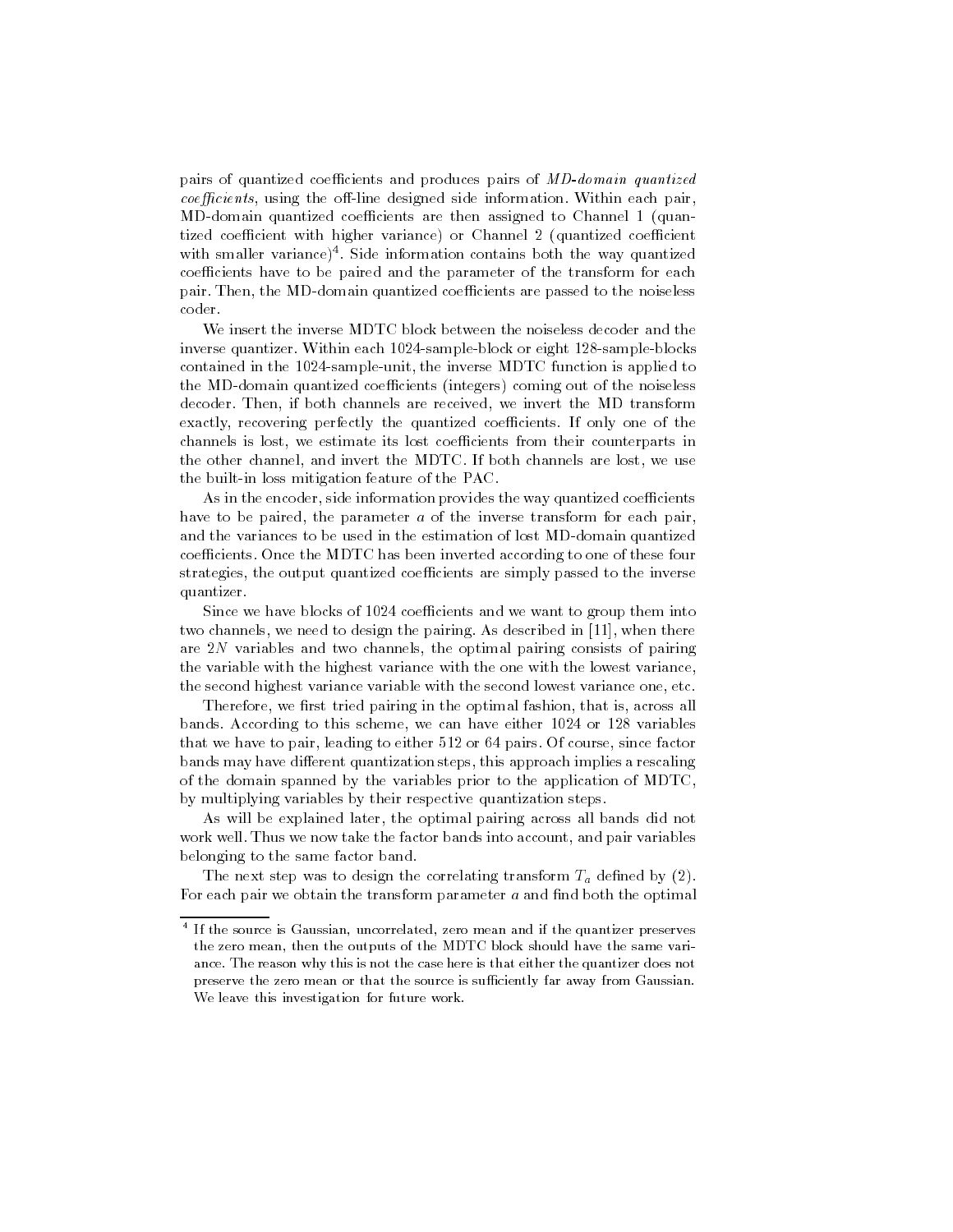pairs of quantized coefficients and produces pairs of *MD-domain quantized coefficients*, using the off-line designed side information. Within each pair, MD-domain quantized coefficients are then assigned to Channel 1 (quantized coefficient with higher variance) or Channel 2 (quantized coefficient with smaller variance)[4]. Side information contains both the way quantized coefficients have to be paired and the parameter of the transform for each pair. Then, the MD-domain quantized coefficients are passed to the noiseless coder.

We insert the inverse MDTC block between the noiseless decoder and the inverse quantizer. Within each 1024-sample-block or eight 128-sample-blocks contained in the 1024-sample-unit, the inverse MDTC function is applied to the MD-domain quantized coefficients (integers) coming out of the noiseless decoder. Then, if both channels are received, we invert the MD transform exactly, recovering perfectly the quantized coefficients. If only one of the channels is lost, we estimate its lost coefficients from their counterparts in the other channel, and invert the MDTC. If both channels are lost, we use the built-in loss mitigation feature of the PAC.

As in the encoder, side information provides the way quantized coefficients have to be paired, the parameter $a$ of the inverse transform for each pair, and the variances to be used in the estimation of lost MD-domain quantized coefficients. Once the MDTC has been inverted according to one of these four strategies, the output quantized coefficients are simply passed to the inverse quantizer.

Since we have blocks of 1024 coefficients and we want to group them into two channels, we need to design the pairing. As described in [11], when there are $2N$ variables and two channels, the optimal pairing consists of pairing the variable with the highest variance with the one with the lowest variance, the second highest variance variable with the second lowest variance one, etc.

Therefore, we first tried pairing in the optimal fashion, that is, across all bands. According to this scheme, we can have either 1024 or 128 variables that we have to pair, leading to either 512 or 64 pairs. Of course, since factor bands may have different quantization steps, this approach implies a rescaling of the domain spanned by the variables prior to the application of MDTC, by multiplying variables by their respective quantization steps.

As will be explained later, the optimal pairing across all bands did not work well. Thus we now take the factor bands into account, and pair variables belonging to the same factor band.

The next step was to design the correlating transform $T_a$ defined by (2). For each pair we obtain the transform parameter $a$ and find both the optimal

---

[4] If the source is Gaussian, uncorrelated, zero mean and if the quantizer preserves the zero mean, then the outputs of the MDTC block should have the same variance. The reason why this is not the case here is that either the quantizer does not preserve the zero mean or that the source is sufficiently far away from Gaussian. We leave this investigation for future work.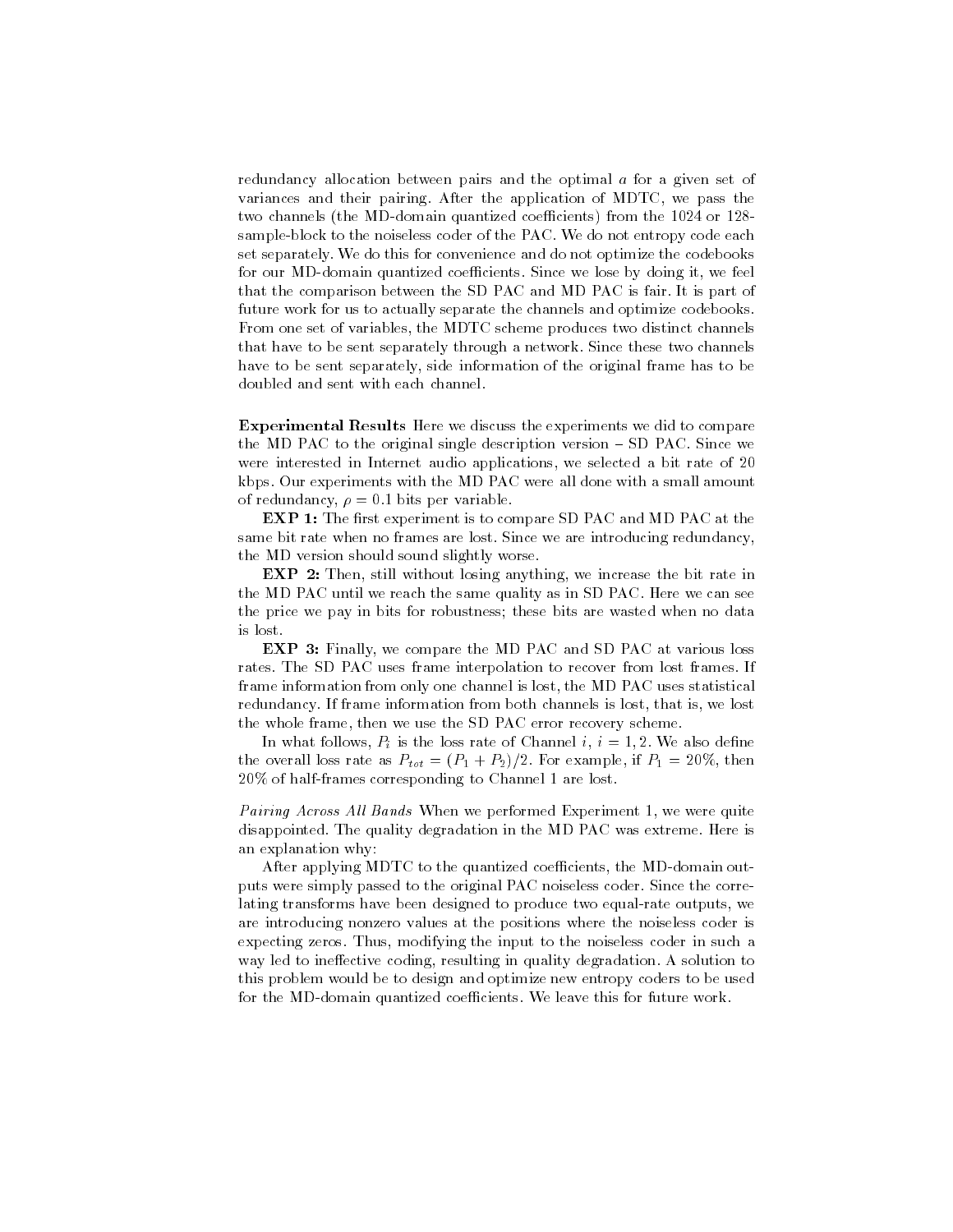redundancy allocation between pairs and the optimal $a$ for a given set of variances and their pairing. After the application of MDTC, we pass the two channels (the MD-domain quantized coefficients) from the 1024 or 128-sample-block to the noiseless coder of the PAC. We do not entropy code each set separately. We do this for convenience and do not optimize the codebooks for our MD-domain quantized coefficients. Since we lose by doing it, we feel that the comparison between the SD PAC and MD PAC is fair. It is part of future work for us to actually separate the channels and optimize codebooks. From one set of variables, the MDTC scheme produces two distinct channels that have to be sent separately through a network. Since these two channels have to be sent separately, side information of the original frame has to be doubled and sent with each channel.

**Experimental Results** Here we discuss the experiments we did to compare the MD PAC to the original single description version – SD PAC. Since we were interested in Internet audio applications, we selected a bit rate of 20 kbps. Our experiments with the MD PAC were all done with a small amount of redundancy, $\rho = 0.1$ bits per variable.

**EXP 1:** The first experiment is to compare SD PAC and MD PAC at the same bit rate when no frames are lost. Since we are introducing redundancy, the MD version should sound slightly worse.

**EXP 2:** Then, still without losing anything, we increase the bit rate in the MD PAC until we reach the same quality as in SD PAC. Here we can see the price we pay in bits for robustness; these bits are wasted when no data is lost.

**EXP 3:** Finally, we compare the MD PAC and SD PAC at various loss rates. The SD PAC uses frame interpolation to recover from lost frames. If frame information from only one channel is lost, the MD PAC uses statistical redundancy. If frame information from both channels is lost, that is, we lost the whole frame, then we use the SD PAC error recovery scheme.

In what follows, $P_i$ is the loss rate of Channel $i$, $i = 1, 2$. We also define the overall loss rate as $P_{tot} = (P_1 + P_2)/2$. For example, if $P_1 = 20\%$, then 20% of half-frames corresponding to Channel 1 are lost.

*Pairing Across All Bands* When we performed Experiment 1, we were quite disappointed. The quality degradation in the MD PAC was extreme. Here is an explanation why:

After applying MDTC to the quantized coefficients, the MD-domain outputs were simply passed to the original PAC noiseless coder. Since the correlating transforms have been designed to produce two equal-rate outputs, we are introducing nonzero values at the positions where the noiseless coder is expecting zeros. Thus, modifying the input to the noiseless coder in such a way led to ineffective coding, resulting in quality degradation. A solution to this problem would be to design and optimize new entropy coders to be used for the MD-domain quantized coefficients. We leave this for future work.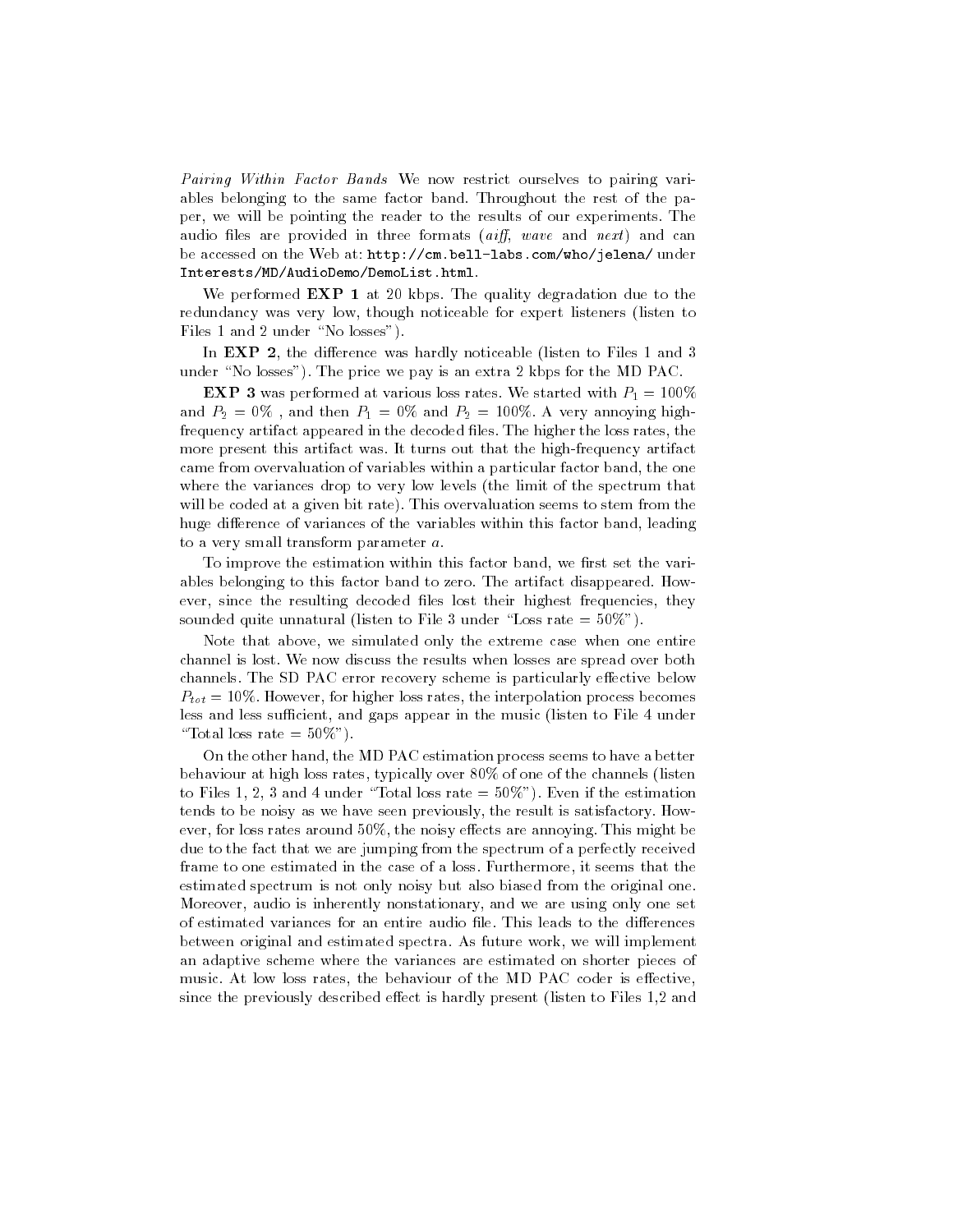*Pairing Within Factor Bands* We now restrict ourselves to pairing variables belonging to the same factor band. Throughout the rest of the paper, we will be pointing the reader to the results of our experiments. The audio files are provided in three formats (*aiff*, *wave* and *next*) and can be accessed on the Web at: `http://cm.bell-labs.com/who/jelena/` under `Interests/MD/AudioDemo/DemoList.html`.

We performed **EXP 1** at 20 kbps. The quality degradation due to the redundancy was very low, though noticeable for expert listeners (listen to Files 1 and 2 under "No losses").

In **EXP 2**, the difference was hardly noticeable (listen to Files 1 and 3 under "No losses"). The price we pay is an extra 2 kbps for the MD PAC.

**EXP 3** was performed at various loss rates. We started with $P_1 = 100\%$ and $P_2 = 0\%$ , and then $P_1 = 0\%$ and $P_2 = 100\%$. A very annoying high-frequency artifact appeared in the decoded files. The higher the loss rates, the more present this artifact was. It turns out that the high-frequency artifact came from overvaluation of variables within a particular factor band, the one where the variances drop to very low levels (the limit of the spectrum that will be coded at a given bit rate). This overvaluation seems to stem from the huge difference of variances of the variables within this factor band, leading to a very small transform parameter $a$.

To improve the estimation within this factor band, we first set the variables belonging to this factor band to zero. The artifact disappeared. However, since the resulting decoded files lost their highest frequencies, they sounded quite unnatural (listen to File 3 under "Loss rate = 50%").

Note that above, we simulated only the extreme case when one entire channel is lost. We now discuss the results when losses are spread over both channels. The SD PAC error recovery scheme is particularly effective below $P_{tot} = 10\%$. However, for higher loss rates, the interpolation process becomes less and less sufficient, and gaps appear in the music (listen to File 4 under "Total loss rate = 50%").

On the other hand, the MD PAC estimation process seems to have a better behaviour at high loss rates, typically over 80% of one of the channels (listen to Files 1, 2, 3 and 4 under "Total loss rate = 50%"). Even if the estimation tends to be noisy as we have seen previously, the result is satisfactory. However, for loss rates around 50%, the noisy effects are annoying. This might be due to the fact that we are jumping from the spectrum of a perfectly received frame to one estimated in the case of a loss. Furthermore, it seems that the estimated spectrum is not only noisy but also biased from the original one. Moreover, audio is inherently nonstationary, and we are using only one set of estimated variances for an entire audio file. This leads to the differences between original and estimated spectra. As future work, we will implement an adaptive scheme where the variances are estimated on shorter pieces of music. At low loss rates, the behaviour of the MD PAC coder is effective, since the previously described effect is hardly present (listen to Files 1,2 and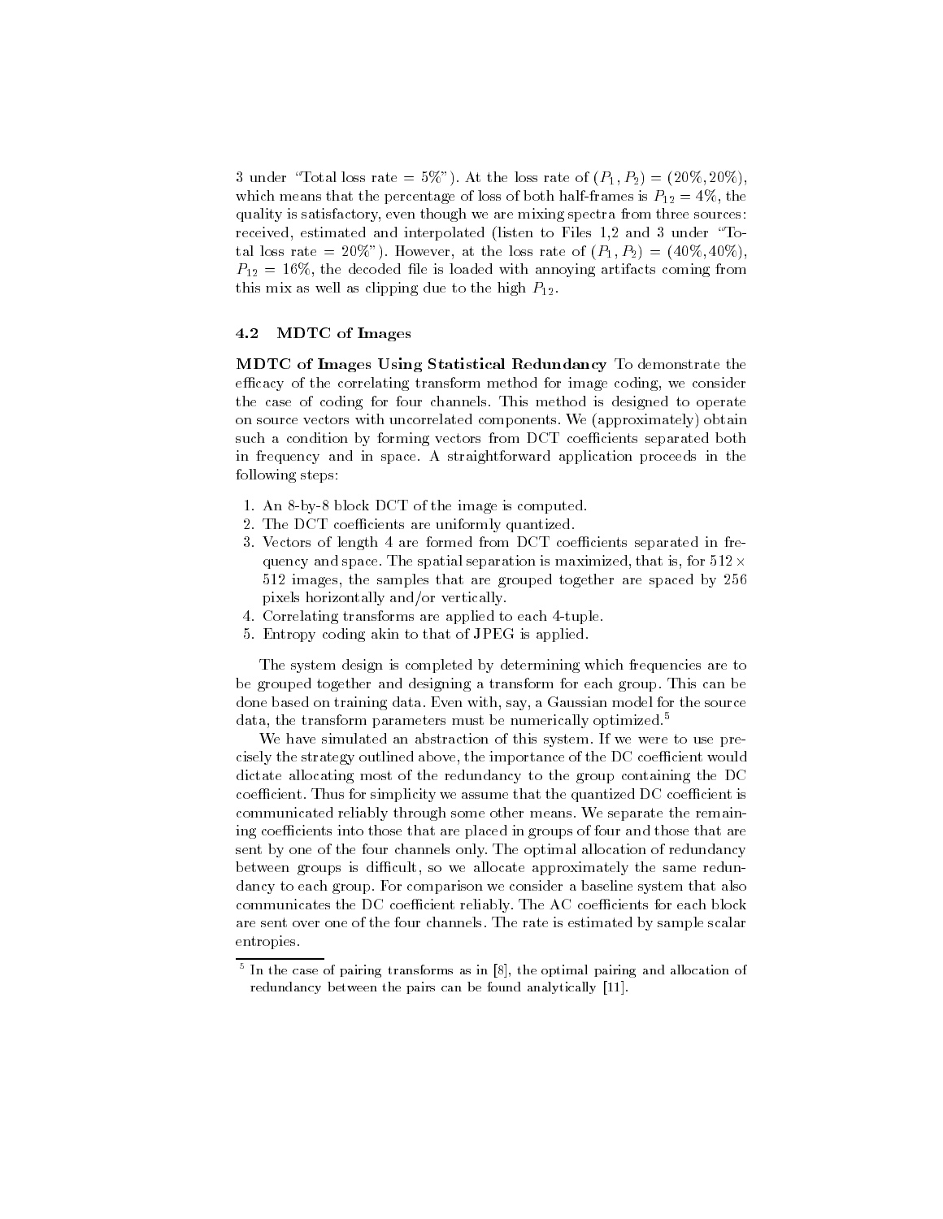3 under "Total loss rate = 5%"). At the loss rate of $(P_1, P_2) = (20\%, 20\%)$, which means that the percentage of loss of both half-frames is $P_{12} = 4\%$, the quality is satisfactory, even though we are mixing spectra from three sources: received, estimated and interpolated (listen to Files 1,2 and 3 under "Total loss rate = 20%"). However, at the loss rate of $(P_1, P_2) = (40\%, 40\%)$, $P_{12} = 16\%$, the decoded file is loaded with annoying artifacts coming from this mix as well as clipping due to the high $P_{12}$.

### 4.2 MDTC of Images

**MDTC of Images Using Statistical Redundancy** To demonstrate the efficacy of the correlating transform method for image coding, we consider the case of coding for four channels. This method is designed to operate on source vectors with uncorrelated components. We (approximately) obtain such a condition by forming vectors from DCT coefficients separated both in frequency and in space. A straightforward application proceeds in the following steps:

1. An 8-by-8 block DCT of the image is computed.
2. The DCT coefficients are uniformly quantized.
3. Vectors of length 4 are formed from DCT coefficients separated in frequency and space. The spatial separation is maximized, that is, for $512 \times 512$ images, the samples that are grouped together are spaced by 256 pixels horizontally and/or vertically.
4. Correlating transforms are applied to each 4-tuple.
5. Entropy coding akin to that of JPEG is applied.

The system design is completed by determining which frequencies are to be grouped together and designing a transform for each group. This can be done based on training data. Even with, say, a Gaussian model for the source data, the transform parameters must be numerically optimized.[5]

We have simulated an abstraction of this system. If we were to use precisely the strategy outlined above, the importance of the DC coefficient would dictate allocating most of the redundancy to the group containing the DC coefficient. Thus for simplicity we assume that the quantized DC coefficient is communicated reliably through some other means. We separate the remaining coefficients into those that are placed in groups of four and those that are sent by one of the four channels only. The optimal allocation of redundancy between groups is difficult, so we allocate approximately the same redundancy to each group. For comparison we consider a baseline system that also communicates the DC coefficient reliably. The AC coefficients for each block are sent over one of the four channels. The rate is estimated by sample scalar entropies.

[5] In the case of pairing transforms as in [8], the optimal pairing and allocation of redundancy between the pairs can be found analytically [11].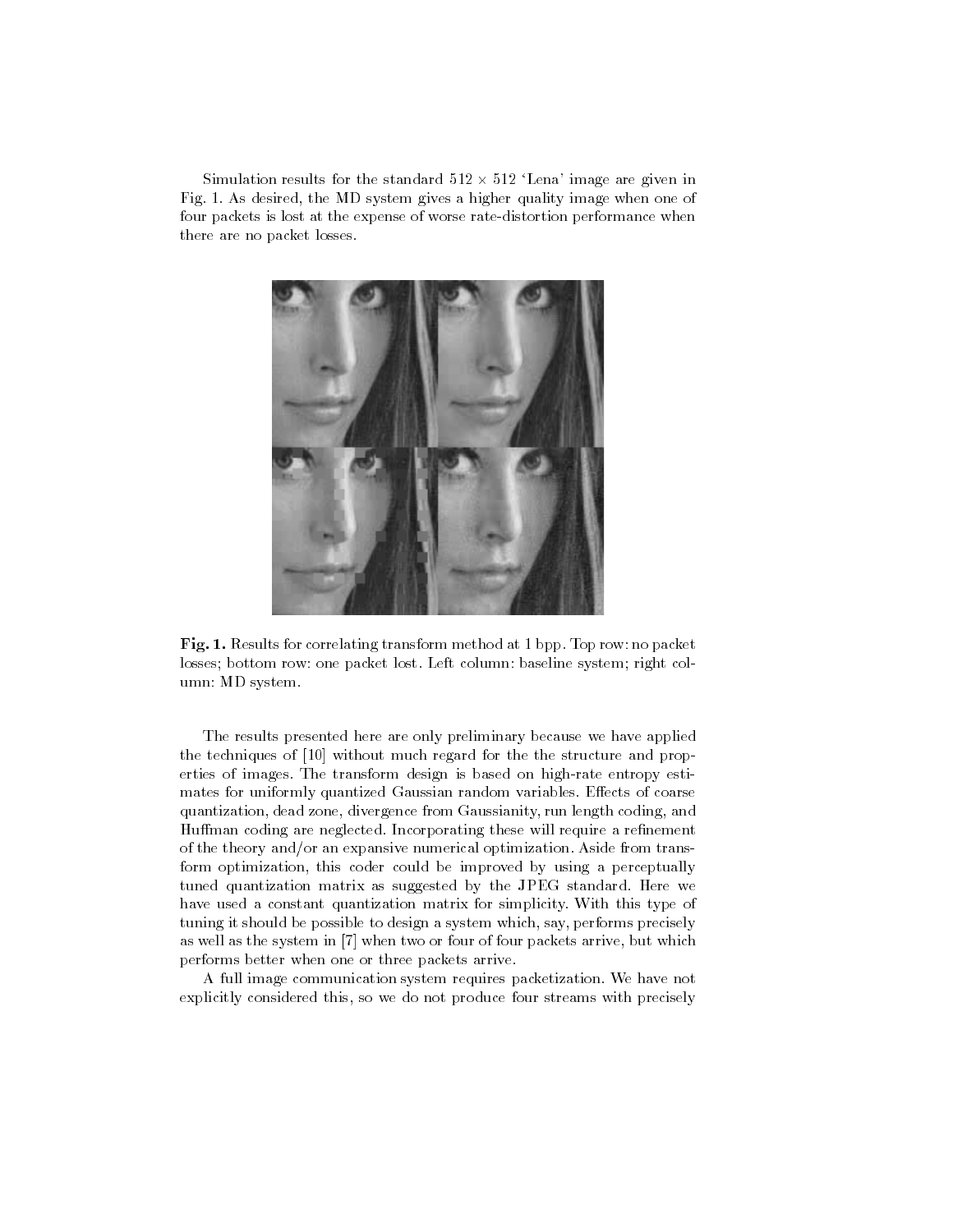Simulation results for the standard $512 \times 512$ 'Lena' image are given in Fig. 1. As desired, the MD system gives a higher quality image when one of four packets is lost at the expense of worse rate-distortion performance when there are no packet losses.

**Fig. 1.** Results for correlating transform method at 1 bpp. Top row: no packet losses; bottom row: one packet lost. Left column: baseline system; right column: MD system.

The results presented here are only preliminary because we have applied the techniques of [10] without much regard for the the structure and properties of images. The transform design is based on high-rate entropy estimates for uniformly quantized Gaussian random variables. Effects of coarse quantization, dead zone, divergence from Gaussianity, run length coding, and Huffman coding are neglected. Incorporating these will require a refinement of the theory and/or an expansive numerical optimization. Aside from transform optimization, this coder could be improved by using a perceptually tuned quantization matrix as suggested by the JPEG standard. Here we have used a constant quantization matrix for simplicity. With this type of tuning it should be possible to design a system which, say, performs precisely as well as the system in [7] when two or four of four packets arrive, but which performs better when one or three packets arrive.

A full image communication system requires packetization. We have not explicitly considered this, so we do not produce four streams with precisely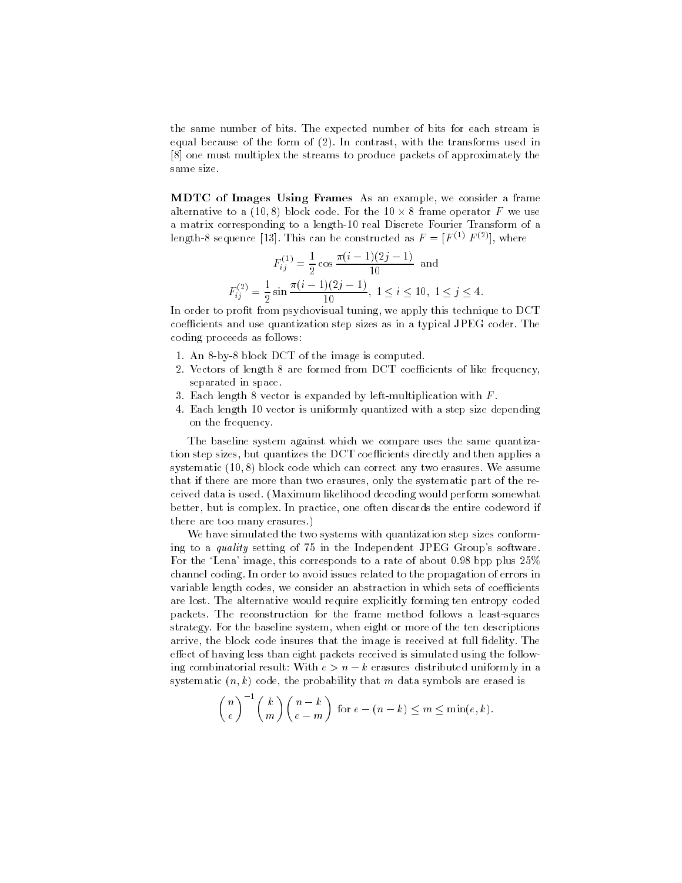the same number of bits. The expected number of bits for each stream is equal because of the form of (2). In contrast, with the transforms used in [8] one must multiplex the streams to produce packets of approximately the same size.

**MDTC of Images Using Frames** As an example, we consider a frame alternative to a $(10, 8)$ block code. For the $10 \times 8$ frame operator $F$ we use a matrix corresponding to a length-10 real Discrete Fourier Transform of a length-8 sequence [13]. This can be constructed as $F = [F^{(1)}\ F^{(2)}]$, where

$$F^{(1)}_{ij} = \frac{1}{2} \cos \frac{\pi(i-1)(2j-1)}{10} \quad \text{and}$$

$$F^{(2)}_{ij} = \frac{1}{2} \sin \frac{\pi(i-1)(2j-1)}{10}, \ 1 \le i \le 10, \ 1 \le j \le 4.$$

In order to profit from psychovisual tuning, we apply this technique to DCT coefficients and use quantization step sizes as in a typical JPEG coder. The coding proceeds as follows:

1. An 8-by-8 block DCT of the image is computed.
2. Vectors of length 8 are formed from DCT coefficients of like frequency, separated in space.
3. Each length 8 vector is expanded by left-multiplication with $F$.
4. Each length 10 vector is uniformly quantized with a step size depending on the frequency.

The baseline system against which we compare uses the same quantization step sizes, but quantizes the DCT coefficients directly and then applies a systematic $(10, 8)$ block code which can correct any two erasures. We assume that if there are more than two erasures, only the systematic part of the received data is used. (Maximum likelihood decoding would perform somewhat better, but is complex. In practice, one often discards the entire codeword if there are too many erasures.)

We have simulated the two systems with quantization step sizes conforming to a *quality* setting of 75 in the Independent JPEG Group's software. For the 'Lena' image, this corresponds to a rate of about 0.98 bpp plus 25% channel coding. In order to avoid issues related to the propagation of errors in variable length codes, we consider an abstraction in which sets of coefficients are lost. The alternative would require explicitly forming ten entropy coded packets. The reconstruction for the frame method follows a least-squares strategy. For the baseline system, when eight or more of the ten descriptions arrive, the block code insures that the image is received at full fidelity. The effect of having less than eight packets received is simulated using the following combinatorial result: With $e > n - k$ erasures distributed uniformly in a systematic $(n, k)$ code, the probability that $m$ data symbols are erased is

$$\binom{n}{e}^{-1} \binom{k}{m} \binom{n-k}{e-m} \ \text{for } e - (n-k) \le m \le \min(e, k).$$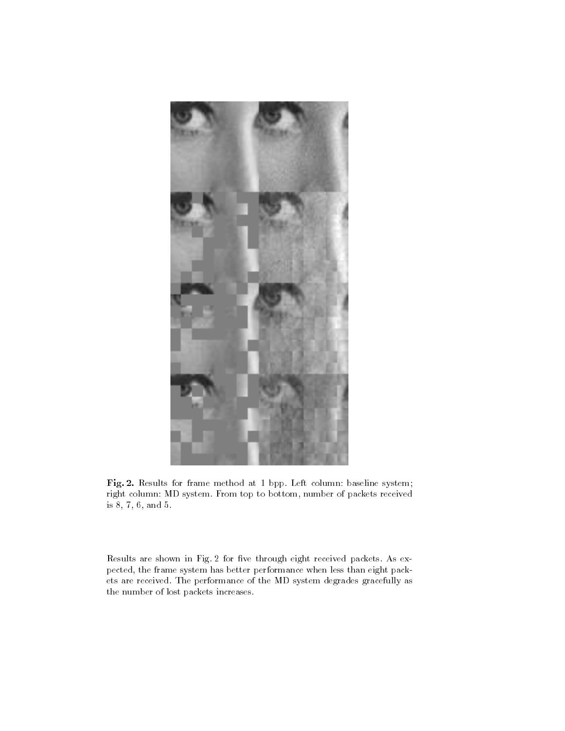**Fig. 2.** Results for frame method at 1 bpp. Left column: baseline system; right column: MD system. From top to bottom, number of packets received is 8, 7, 6, and 5.

Results are shown in Fig. 2 for five through eight received packets. As expected, the frame system has better performance when less than eight packets are received. The performance of the MD system degrades gracefully as the number of lost packets increases.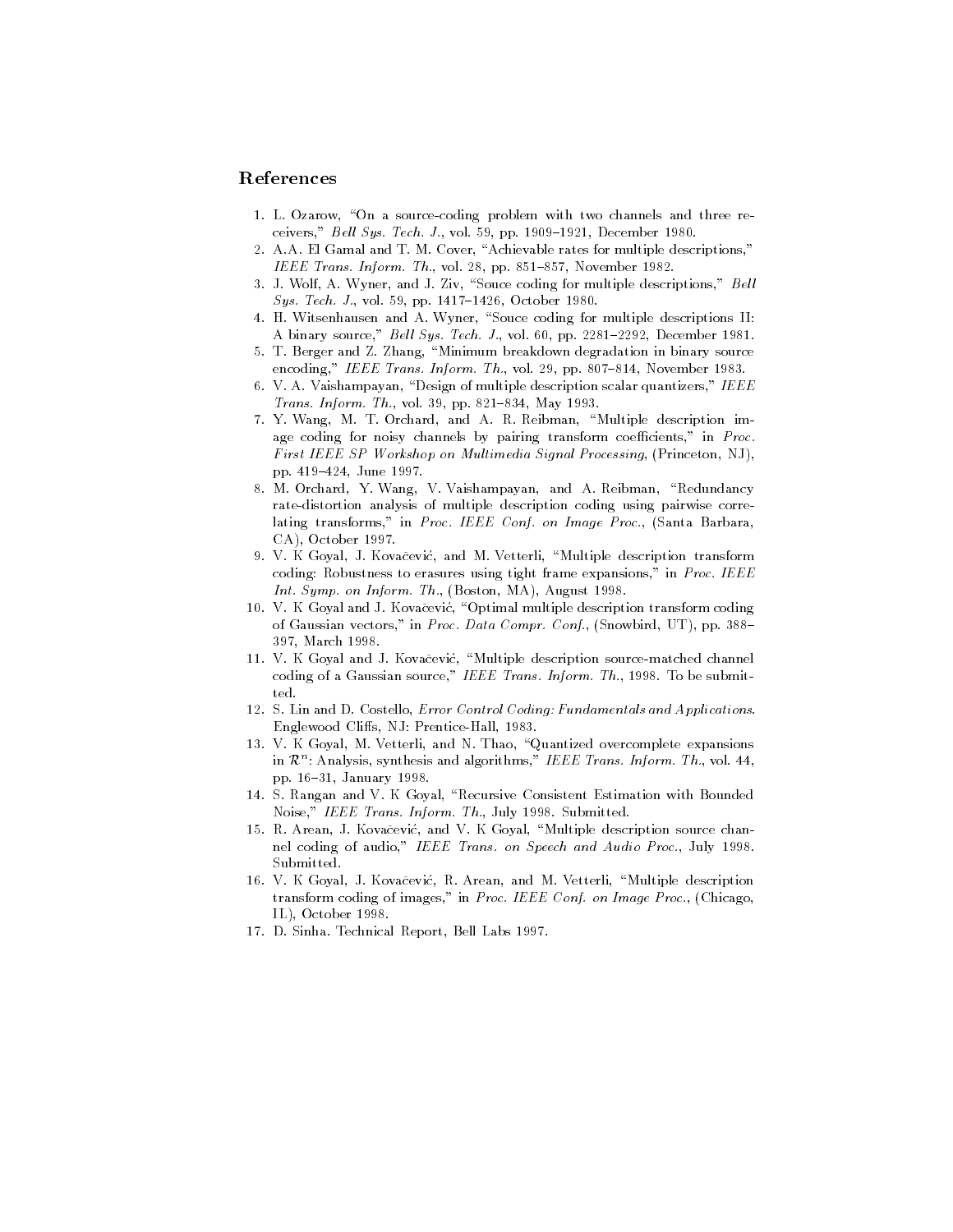## References

1. L. Ozarow, "On a source-coding problem with two channels and three receivers," *Bell Sys. Tech. J.*, vol. 59, pp. 1909–1921, December 1980.
2. A.A. El Gamal and T. M. Cover, "Achievable rates for multiple descriptions," *IEEE Trans. Inform. Th.*, vol. 28, pp. 851–857, November 1982.
3. J. Wolf, A. Wyner, and J. Ziv, "Souce coding for multiple descriptions," *Bell Sys. Tech. J.*, vol. 59, pp. 1417–1426, October 1980.
4. H. Witsenhausen and A. Wyner, "Souce coding for multiple descriptions II: A binary source," *Bell Sys. Tech. J.*, vol. 60, pp. 2281–2292, December 1981.
5. T. Berger and Z. Zhang, "Minimum breakdown degradation in binary source encoding," *IEEE Trans. Inform. Th.*, vol. 29, pp. 807–814, November 1983.
6. V. A. Vaishampayan, "Design of multiple description scalar quantizers," *IEEE Trans. Inform. Th.*, vol. 39, pp. 821–834, May 1993.
7. Y. Wang, M. T. Orchard, and A. R. Reibman, "Multiple description image coding for noisy channels by pairing transform coefficients," in *Proc. First IEEE SP Workshop on Multimedia Signal Processing*, (Princeton, NJ), pp. 419–424, June 1997.
8. M. Orchard, Y. Wang, V. Vaishampayan, and A. Reibman, "Redundancy rate-distortion analysis of multiple description coding using pairwise correlating transforms," in *Proc. IEEE Conf. on Image Proc.*, (Santa Barbara, CA), October 1997.
9. V. K Goyal, J. Kovačević, and M. Vetterli, "Multiple description transform coding: Robustness to erasures using tight frame expansions," in *Proc. IEEE Int. Symp. on Inform. Th.*, (Boston, MA), August 1998.
10. V. K Goyal and J. Kovačević, "Optimal multiple description transform coding of Gaussian vectors," in *Proc. Data Compr. Conf.*, (Snowbird, UT), pp. 388–397, March 1998.
11. V. K Goyal and J. Kovačević, "Multiple description source-matched channel coding of a Gaussian source," *IEEE Trans. Inform. Th.*, 1998. To be submitted.
12. S. Lin and D. Costello, *Error Control Coding: Fundamentals and Applications*. Englewood Cliffs, NJ: Prentice-Hall, 1983.
13. V. K Goyal, M. Vetterli, and N. Thao, "Quantized overcomplete expansions in $\mathcal{R}^n$: Analysis, synthesis and algorithms," *IEEE Trans. Inform. Th.*, vol. 44, pp. 16–31, January 1998.
14. S. Rangan and V. K Goyal, "Recursive Consistent Estimation with Bounded Noise," *IEEE Trans. Inform. Th.*, July 1998. Submitted.
15. R. Arean, J. Kovačević, and V. K Goyal, "Multiple description source channel coding of audio," *IEEE Trans. on Speech and Audio Proc.*, July 1998. Submitted.
16. V. K Goyal, J. Kovačević, R. Arean, and M. Vetterli, "Multiple description transform coding of images," in *Proc. IEEE Conf. on Image Proc.*, (Chicago, IL), October 1998.
17. D. Sinha. Technical Report, Bell Labs 1997.